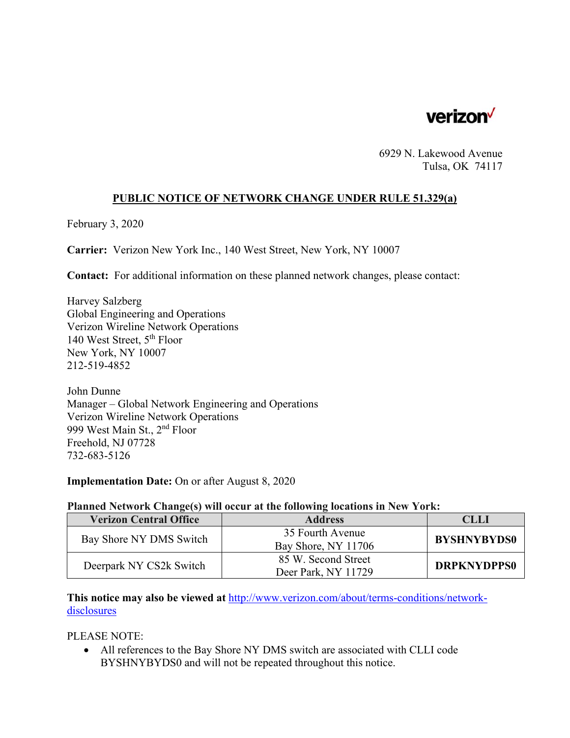verizon

6929 N. Lakewood Avenue
Tulsa, OK 74117

## PUBLIC NOTICE OF NETWORK CHANGE UNDER RULE 51.329(a)

February 3, 2020

**Carrier:** Verizon New York Inc., 140 West Street, New York, NY 10007

**Contact:** For additional information on these planned network changes, please contact:

Harvey Salzberg
Global Engineering and Operations
Verizon Wireline Network Operations
140 West Street, 5th Floor
New York, NY 10007
212-519-4852

John Dunne
Manager – Global Network Engineering and Operations
Verizon Wireline Network Operations
999 West Main St., 2nd Floor
Freehold, NJ 07728
732-683-5126

**Implementation Date:** On or after August 8, 2020

**Planned Network Change(s) will occur at the following locations in New York:**

| Verizon Central Office | Address | CLLI |
|---|---|---|
| Bay Shore NY DMS Switch | 35 Fourth Avenue Bay Shore, NY 11706 | **BYSHNYBYDS0** |
| Deerpark NY CS2k Switch | 85 W. Second Street Deer Park, NY 11729 | **DRPKNYDPPS0** |

**This notice may also be viewed at** [http://www.verizon.com/about/terms-conditions/network-disclosures](http://www.verizon.com/about/terms-conditions/network-disclosures)

PLEASE NOTE:

- All references to the Bay Shore NY DMS switch are associated with CLLI code BYSHNYBYDS0 and will not be repeated throughout this notice.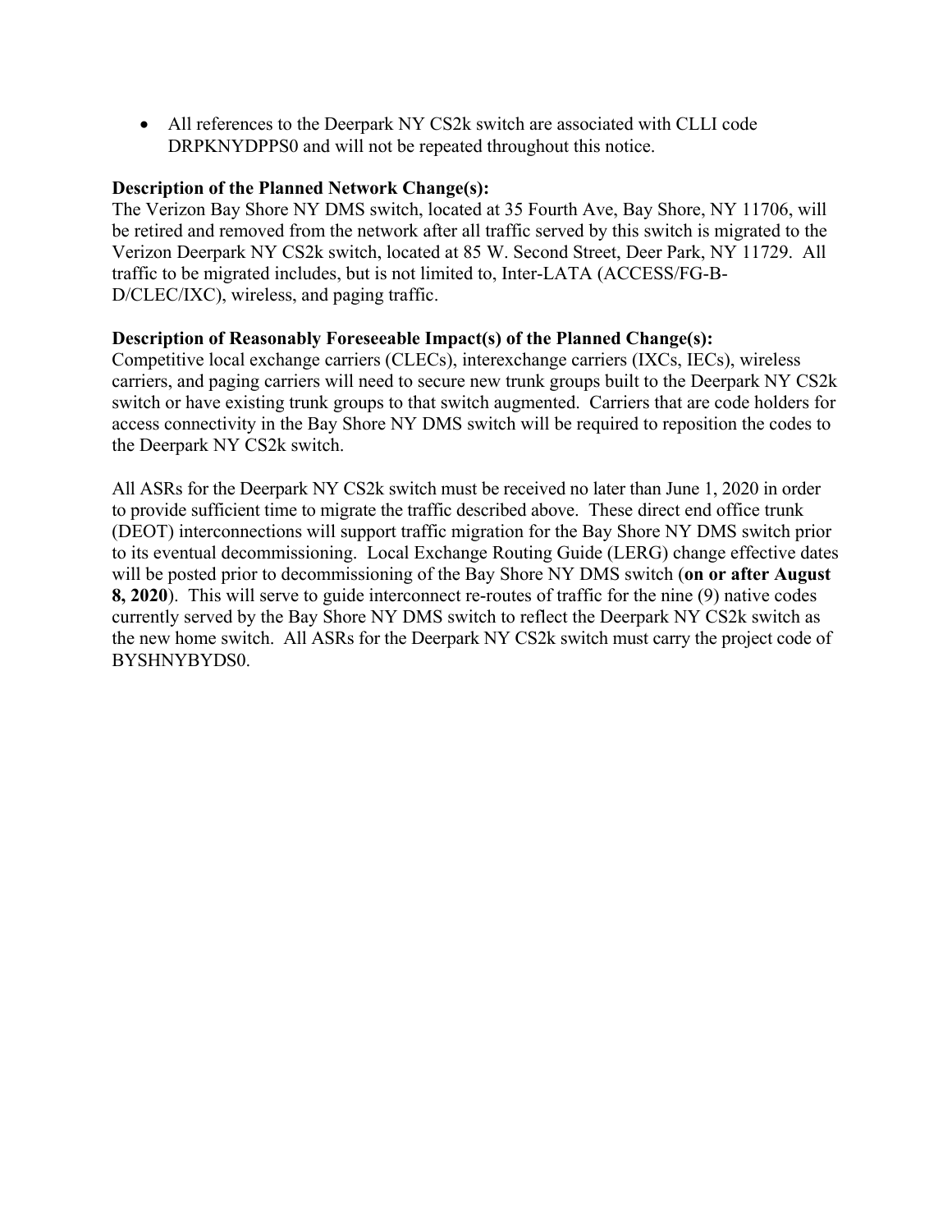- All references to the Deerpark NY CS2k switch are associated with CLLI code DRPKNYDPPS0 and will not be repeated throughout this notice.

**Description of the Planned Network Change(s):**
The Verizon Bay Shore NY DMS switch, located at 35 Fourth Ave, Bay Shore, NY 11706, will be retired and removed from the network after all traffic served by this switch is migrated to the Verizon Deerpark NY CS2k switch, located at 85 W. Second Street, Deer Park, NY 11729. All traffic to be migrated includes, but is not limited to, Inter-LATA (ACCESS/FG-B-D/CLEC/IXC), wireless, and paging traffic.

**Description of Reasonably Foreseeable Impact(s) of the Planned Change(s):**
Competitive local exchange carriers (CLECs), interexchange carriers (IXCs, IECs), wireless carriers, and paging carriers will need to secure new trunk groups built to the Deerpark NY CS2k switch or have existing trunk groups to that switch augmented. Carriers that are code holders for access connectivity in the Bay Shore NY DMS switch will be required to reposition the codes to the Deerpark NY CS2k switch.

All ASRs for the Deerpark NY CS2k switch must be received no later than June 1, 2020 in order to provide sufficient time to migrate the traffic described above. These direct end office trunk (DEOT) interconnections will support traffic migration for the Bay Shore NY DMS switch prior to its eventual decommissioning. Local Exchange Routing Guide (LERG) change effective dates will be posted prior to decommissioning of the Bay Shore NY DMS switch (**on or after August 8, 2020**). This will serve to guide interconnect re-routes of traffic for the nine (9) native codes currently served by the Bay Shore NY DMS switch to reflect the Deerpark NY CS2k switch as the new home switch. All ASRs for the Deerpark NY CS2k switch must carry the project code of BYSHNYBYDS0.